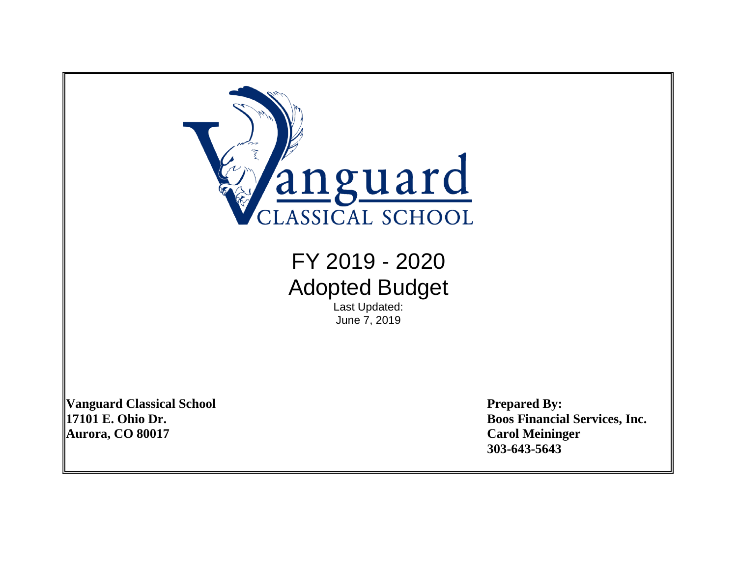Vanguard
CLASSICAL SCHOOL

# FY 2019 - 2020
# Adopted Budget

Last Updated:
June 7, 2019

**Vanguard Classical School**
**17101 E. Ohio Dr.**
**Aurora, CO 80017**

**Prepared By:**
**Boos Financial Services, Inc.**
**Carol Meininger**
**303-643-5643**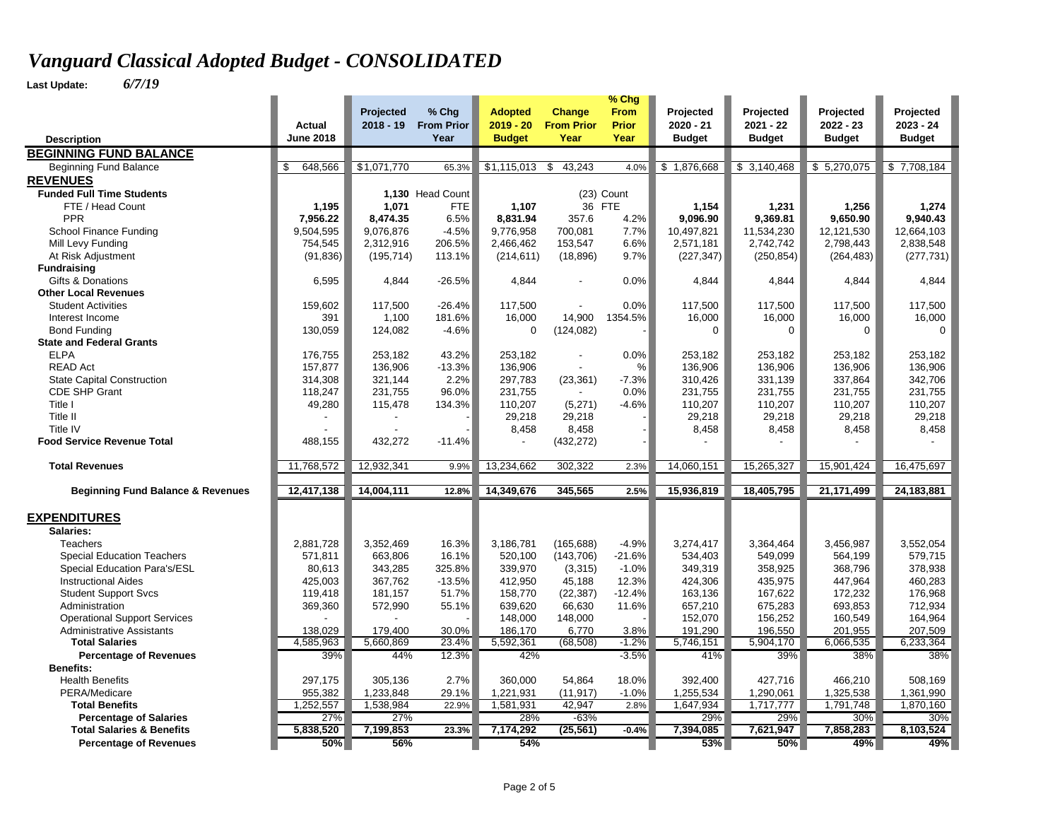# *Vanguard Classical Adopted Budget - CONSOLIDATED*

**Last Update:** *6/7/19*

| Description | Actual June 2018 | Projected 2018 - 19 | % Chg From Prior Year | Adopted 2019 - 20 Budget | Change From Prior Year | % Chg From Prior Year | Projected 2020 - 21 Budget | Projected 2021 - 22 Budget | Projected 2022 - 23 Budget | Projected 2023 - 24 Budget |
|---|---|---|---|---|---|---|---|---|---|---|
| **BEGINNING FUND BALANCE** | | | | | | | | | | |
| Beginning Fund Balance | $ 648,566 | $1,071,770 | 65.3% | $1,115,013 | $ 43,243 | 4.0% | $ 1,876,668 | $ 3,140,468 | $ 5,270,075 | $ 7,708,184 |
| **REVENUES** | | | | | | | | | | |
| **Funded Full Time Students** | | 1,130 | Head Count | | (23) | Count | | | | |
| FTE / Head Count | **1,195** | **1,071** | FTE | **1,107** | 36 | FTE | **1,154** | **1,231** | **1,256** | **1,274** |
| PPR | **7,956.22** | **8,474.35** | 6.5% | **8,831.94** | 357.6 | 4.2% | **9,096.90** | **9,369.81** | **9,650.90** | **9,940.43** |
| School Finance Funding | 9,504,595 | 9,076,876 | -4.5% | 9,776,958 | 700,081 | 7.7% | 10,497,821 | 11,534,230 | 12,121,530 | 12,664,103 |
| Mill Levy Funding | 754,545 | 2,312,916 | 206.5% | 2,466,462 | 153,547 | 6.6% | 2,571,181 | 2,742,742 | 2,798,443 | 2,838,548 |
| At Risk Adjustment | (91,836) | (195,714) | 113.1% | (214,611) | (18,896) | 9.7% | (227,347) | (250,854) | (264,483) | (277,731) |
| **Fundraising** | | | | | | | | | | |
| Gifts & Donations | 6,595 | 4,844 | -26.5% | 4,844 | - | 0.0% | 4,844 | 4,844 | 4,844 | 4,844 |
| **Other Local Revenues** | | | | | | | | | | |
| Student Activities | 159,602 | 117,500 | -26.4% | 117,500 | - | 0.0% | 117,500 | 117,500 | 117,500 | 117,500 |
| Interest Income | 391 | 1,100 | 181.6% | 16,000 | 14,900 | 1354.5% | 16,000 | 16,000 | 16,000 | 16,000 |
| Bond Funding | 130,059 | 124,082 | -4.6% | 0 | (124,082) | - | 0 | 0 | 0 | 0 |
| **State and Federal Grants** | | | | | | | | | | |
| ELPA | 176,755 | 253,182 | 43.2% | 253,182 | - | 0.0% | 253,182 | 253,182 | 253,182 | 253,182 |
| READ Act | 157,877 | 136,906 | -13.3% | 136,906 | - | % | 136,906 | 136,906 | 136,906 | 136,906 |
| State Capital Construction | 314,308 | 321,144 | 2.2% | 297,783 | (23,361) | -7.3% | 310,426 | 331,139 | 337,864 | 342,706 |
| CDE SHP Grant | 118,247 | 231,755 | 96.0% | 231,755 | - | 0.0% | 231,755 | 231,755 | 231,755 | 231,755 |
| Title I | 49,280 | 115,478 | 134.3% | 110,207 | (5,271) | -4.6% | 110,207 | 110,207 | 110,207 | 110,207 |
| Title II | - | - | - | 29,218 | 29,218 | - | 29,218 | 29,218 | 29,218 | 29,218 |
| Title IV | - | - | - | 8,458 | 8,458 | - | 8,458 | 8,458 | 8,458 | 8,458 |
| **Food Service Revenue Total** | 488,155 | 432,272 | -11.4% | - | (432,272) | - | - | - | - | - |
| **Total Revenues** | 11,768,572 | 12,932,341 | 9.9% | 13,234,662 | 302,322 | 2.3% | 14,060,151 | 15,265,327 | 15,901,424 | 16,475,697 |
| **Beginning Fund Balance & Revenues** | **12,417,138** | **14,004,111** | **12.8%** | **14,349,676** | **345,565** | **2.5%** | **15,936,819** | **18,405,795** | **21,171,499** | **24,183,881** |
| **EXPENDITURES** | | | | | | | | | | |
| **Salaries:** | | | | | | | | | | |
| Teachers | 2,881,728 | 3,352,469 | 16.3% | 3,186,781 | (165,688) | -4.9% | 3,274,417 | 3,364,464 | 3,456,987 | 3,552,054 |
| Special Education Teachers | 571,811 | 663,806 | 16.1% | 520,100 | (143,706) | -21.6% | 534,403 | 549,099 | 564,199 | 579,715 |
| Special Education Para's/ESL | 80,613 | 343,285 | 325.8% | 339,970 | (3,315) | -1.0% | 349,319 | 358,925 | 368,796 | 378,938 |
| Instructional Aides | 425,003 | 367,762 | -13.5% | 412,950 | 45,188 | 12.3% | 424,306 | 435,975 | 447,964 | 460,283 |
| Student Support Svcs | 119,418 | 181,157 | 51.7% | 158,770 | (22,387) | -12.4% | 163,136 | 167,622 | 172,232 | 176,968 |
| Administration | 369,360 | 572,990 | 55.1% | 639,620 | 66,630 | 11.6% | 657,210 | 675,283 | 693,853 | 712,934 |
| Operational Support Services | - | - | | 148,000 | 148,000 | - | 152,070 | 156,252 | 160,549 | 164,964 |
| Administrative Assistants | 138,029 | 179,400 | 30.0% | 186,170 | 6,770 | 3.8% | 191,290 | 196,550 | 201,955 | 207,509 |
| **Total Salaries** | 4,585,963 | 5,660,869 | 23.4% | 5,592,361 | (68,508) | -1.2% | 5,746,151 | 5,904,170 | 6,066,535 | 6,233,364 |
| **Percentage of Revenues** | 39% | 44% | 12.3% | 42% | | -3.5% | 41% | 39% | 38% | 38% |
| **Benefits:** | | | | | | | | | | |
| Health Benefits | 297,175 | 305,136 | 2.7% | 360,000 | 54,864 | 18.0% | 392,400 | 427,716 | 466,210 | 508,169 |
| PERA/Medicare | 955,382 | 1,233,848 | 29.1% | 1,221,931 | (11,917) | -1.0% | 1,255,534 | 1,290,061 | 1,325,538 | 1,361,990 |
| **Total Benefits** | 1,252,557 | 1,538,984 | 22.9% | 1,581,931 | 42,947 | 2.8% | 1,647,934 | 1,717,777 | 1,791,748 | 1,870,160 |
| **Percentage of Salaries** | 27% | 27% | | 28% | -63% | | 29% | 29% | 30% | 30% |
| **Total Salaries & Benefits** | **5,838,520** | **7,199,853** | **23.3%** | **7,174,292** | **(25,561)** | **-0.4%** | **7,394,085** | **7,621,947** | **7,858,283** | **8,103,524** |
| **Percentage of Revenues** | **50%** | **56%** | | **54%** | | | **53%** | **50%** | **49%** | **49%** |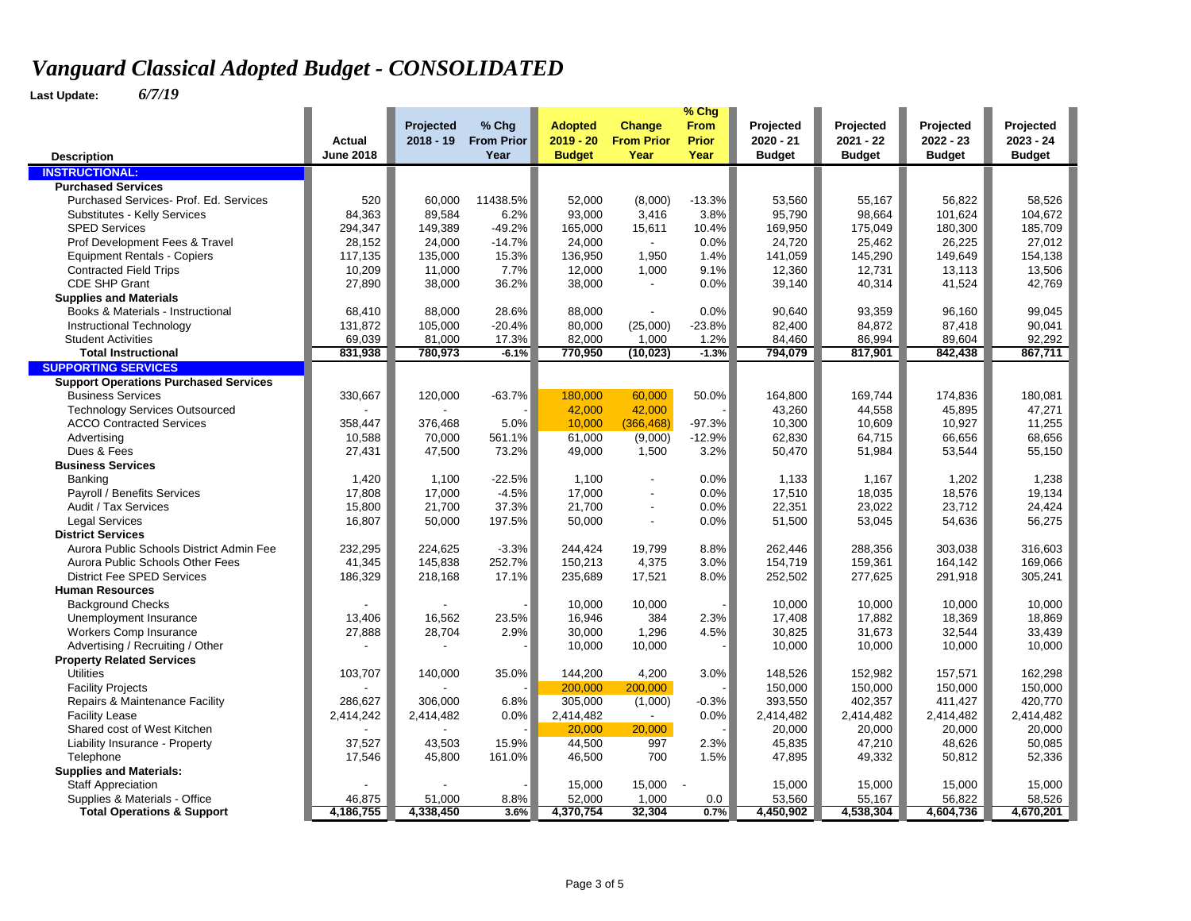# *Vanguard Classical Adopted Budget - CONSOLIDATED*

**Last Update:** *6/7/19*

| Description | Actual June 2018 | Projected 2018 - 19 | % Chg From Prior Year | Adopted 2019 - 20 Budget | Change From Prior Year | % Chg From Prior Year | Projected 2020 - 21 Budget | Projected 2021 - 22 Budget | Projected 2022 - 23 Budget | Projected 2023 - 24 Budget |
|---|---|---|---|---|---|---|---|---|---|---|
| **INSTRUCTIONAL:** | | | | | | | | | | |
| **Purchased Services** | | | | | | | | | | |
| Purchased Services- Prof. Ed. Services | 520 | 60,000 | 11438.5% | 52,000 | (8,000) | -13.3% | 53,560 | 55,167 | 56,822 | 58,526 |
| Substitutes - Kelly Services | 84,363 | 89,584 | 6.2% | 93,000 | 3,416 | 3.8% | 95,790 | 98,664 | 101,624 | 104,672 |
| SPED Services | 294,347 | 149,389 | -49.2% | 165,000 | 15,611 | 10.4% | 169,950 | 175,049 | 180,300 | 185,709 |
| Prof Development Fees & Travel | 28,152 | 24,000 | -14.7% | 24,000 | - | 0.0% | 24,720 | 25,462 | 26,225 | 27,012 |
| Equipment Rentals - Copiers | 117,135 | 135,000 | 15.3% | 136,950 | 1,950 | 1.4% | 141,059 | 145,290 | 149,649 | 154,138 |
| Contracted Field Trips | 10,209 | 11,000 | 7.7% | 12,000 | 1,000 | 9.1% | 12,360 | 12,731 | 13,113 | 13,506 |
| CDE SHP Grant | 27,890 | 38,000 | 36.2% | 38,000 | - | 0.0% | 39,140 | 40,314 | 41,524 | 42,769 |
| **Supplies and Materials** | | | | | | | | | | |
| Books & Materials - Instructional | 68,410 | 88,000 | 28.6% | 88,000 | - | 0.0% | 90,640 | 93,359 | 96,160 | 99,045 |
| Instructional Technology | 131,872 | 105,000 | -20.4% | 80,000 | (25,000) | -23.8% | 82,400 | 84,872 | 87,418 | 90,041 |
| Student Activities | 69,039 | 81,000 | 17.3% | 82,000 | 1,000 | 1.2% | 84,460 | 86,994 | 89,604 | 92,292 |
| **Total Instructional** | **831,938** | **780,973** | **-6.1%** | **770,950** | **(10,023)** | **-1.3%** | **794,079** | **817,901** | **842,438** | **867,711** |
| **SUPPORTING SERVICES** | | | | | | | | | | |
| **Support Operations Purchased Services** | | | | | | | | | | |
| Business Services | 330,667 | 120,000 | -63.7% | 180,000 | 60,000 | 50.0% | 164,800 | 169,744 | 174,836 | 180,081 |
| Technology Services Outsourced | - | - | - | 42,000 | 42,000 | - | 43,260 | 44,558 | 45,895 | 47,271 |
| ACCO Contracted Services | 358,447 | 376,468 | 5.0% | 10,000 | (366,468) | -97.3% | 10,300 | 10,609 | 10,927 | 11,255 |
| Advertising | 10,588 | 70,000 | 561.1% | 61,000 | (9,000) | -12.9% | 62,830 | 64,715 | 66,656 | 68,656 |
| Dues & Fees | 27,431 | 47,500 | 73.2% | 49,000 | 1,500 | 3.2% | 50,470 | 51,984 | 53,544 | 55,150 |
| **Business Services** | | | | | | | | | | |
| Banking | 1,420 | 1,100 | -22.5% | 1,100 | - | 0.0% | 1,133 | 1,167 | 1,202 | 1,238 |
| Payroll / Benefits Services | 17,808 | 17,000 | -4.5% | 17,000 | - | 0.0% | 17,510 | 18,035 | 18,576 | 19,134 |
| Audit / Tax Services | 15,800 | 21,700 | 37.3% | 21,700 | - | 0.0% | 22,351 | 23,022 | 23,712 | 24,424 |
| Legal Services | 16,807 | 50,000 | 197.5% | 50,000 | - | 0.0% | 51,500 | 53,045 | 54,636 | 56,275 |
| **District Services** | | | | | | | | | | |
| Aurora Public Schools District Admin Fee | 232,295 | 224,625 | -3.3% | 244,424 | 19,799 | 8.8% | 262,446 | 288,356 | 303,038 | 316,603 |
| Aurora Public Schools Other Fees | 41,345 | 145,838 | 252.7% | 150,213 | 4,375 | 3.0% | 154,719 | 159,361 | 164,142 | 169,066 |
| District Fee SPED Services | 186,329 | 218,168 | 17.1% | 235,689 | 17,521 | 8.0% | 252,502 | 277,625 | 291,918 | 305,241 |
| **Human Resources** | | | | | | | | | | |
| Background Checks | - | - | - | 10,000 | 10,000 | - | 10,000 | 10,000 | 10,000 | 10,000 |
| Unemployment Insurance | 13,406 | 16,562 | 23.5% | 16,946 | 384 | 2.3% | 17,408 | 17,882 | 18,369 | 18,869 |
| Workers Comp Insurance | 27,888 | 28,704 | 2.9% | 30,000 | 1,296 | 4.5% | 30,825 | 31,673 | 32,544 | 33,439 |
| Advertising / Recruiting / Other | - | - | - | 10,000 | 10,000 | - | 10,000 | 10,000 | 10,000 | 10,000 |
| **Property Related Services** | | | | | | | | | | |
| Utilities | 103,707 | 140,000 | 35.0% | 144,200 | 4,200 | 3.0% | 148,526 | 152,982 | 157,571 | 162,298 |
| Facility Projects | - | - | - | 200,000 | 200,000 | - | 150,000 | 150,000 | 150,000 | 150,000 |
| Repairs & Maintenance Facility | 286,627 | 306,000 | 6.8% | 305,000 | (1,000) | -0.3% | 393,550 | 402,357 | 411,427 | 420,770 |
| Facility Lease | 2,414,242 | 2,414,482 | 0.0% | 2,414,482 | - | 0.0% | 2,414,482 | 2,414,482 | 2,414,482 | 2,414,482 |
| Shared cost of West Kitchen | - | - | - | 20,000 | 20,000 | - | 20,000 | 20,000 | 20,000 | 20,000 |
| Liability Insurance - Property | 37,527 | 43,503 | 15.9% | 44,500 | 997 | 2.3% | 45,835 | 47,210 | 48,626 | 50,085 |
| Telephone | 17,546 | 45,800 | 161.0% | 46,500 | 700 | 1.5% | 47,895 | 49,332 | 50,812 | 52,336 |
| **Supplies and Materials:** | | | | | | | | | | |
| Staff Appreciation | - | - | - | 15,000 | 15,000 | - | 15,000 | 15,000 | 15,000 | 15,000 |
| Supplies & Materials - Office | 46,875 | 51,000 | 8.8% | 52,000 | 1,000 | 0.0 | 53,560 | 55,167 | 56,822 | 58,526 |
| **Total Operations & Support** | **4,186,755** | **4,338,450** | **3.6%** | **4,370,754** | **32,304** | **0.7%** | **4,450,902** | **4,538,304** | **4,604,736** | **4,670,201** |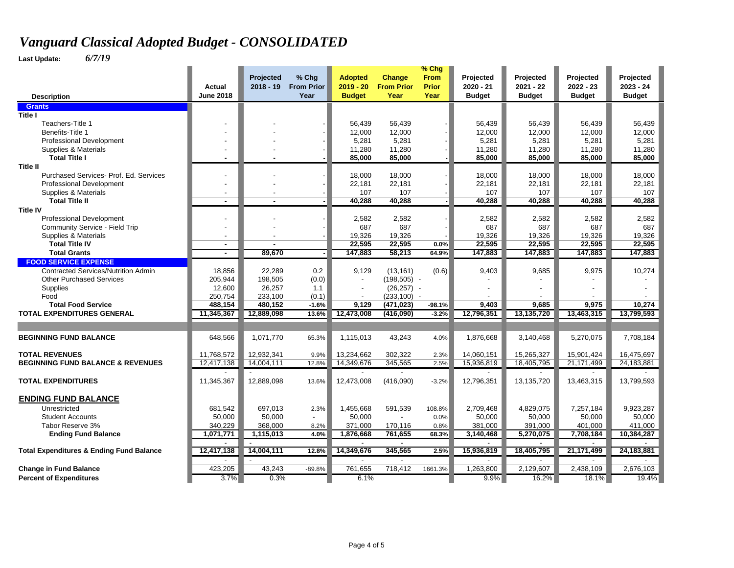# *Vanguard Classical Adopted Budget - CONSOLIDATED*

**Last Update:** *6/7/19*

| Description | Actual June 2018 | Projected 2018 - 19 | % Chg From Prior Year | Adopted 2019 - 20 Budget | Change From Prior Year | % Chg From Prior Year | Projected 2020 - 21 Budget | Projected 2021 - 22 Budget | Projected 2022 - 23 Budget | Projected 2023 - 24 Budget |
|---|---|---|---|---|---|---|---|---|---|---|
| **Grants** | | | | | | | | | | |
| **Title I** | | | | | | | | | | |
| Teachers-Title 1 | - | - | - | 56,439 | 56,439 | - | 56,439 | 56,439 | 56,439 | 56,439 |
| Benefits-Title 1 | - | - | - | 12,000 | 12,000 | - | 12,000 | 12,000 | 12,000 | 12,000 |
| Professional Development | - | - | - | 5,281 | 5,281 | - | 5,281 | 5,281 | 5,281 | 5,281 |
| Supplies & Materials | - | - | - | 11,280 | 11,280 | - | 11,280 | 11,280 | 11,280 | 11,280 |
| **Total Title I** | **-** | **-** | **-** | **85,000** | **85,000** | **-** | **85,000** | **85,000** | **85,000** | **85,000** |
| **Title II** | | | | | | | | | | |
| Purchased Services- Prof. Ed. Services | - | - | - | 18,000 | 18,000 | - | 18,000 | 18,000 | 18,000 | 18,000 |
| Professional Development | - | - | - | 22,181 | 22,181 | - | 22,181 | 22,181 | 22,181 | 22,181 |
| Supplies & Materials | - | - | - | 107 | 107 | - | 107 | 107 | 107 | 107 |
| **Total Title II** | **-** | **-** | **-** | **40,288** | **40,288** | **-** | **40,288** | **40,288** | **40,288** | **40,288** |
| **Title IV** | | | | | | | | | | |
| Professional Development | - | - | - | 2,582 | 2,582 | - | 2,582 | 2,582 | 2,582 | 2,582 |
| Community Service - Field Trip | - | - | - | 687 | 687 | - | 687 | 687 | 687 | 687 |
| Supplies & Materials | - | - | - | 19,326 | 19,326 | - | 19,326 | 19,326 | 19,326 | 19,326 |
| **Total Title IV** | **-** | **-** | | **22,595** | **22,595** | **0.0%** | **22,595** | **22,595** | **22,595** | **22,595** |
| **Total Grants** | **-** | **89,670** | **-** | **147,883** | **58,213** | **64.9%** | **147,883** | **147,883** | **147,883** | **147,883** |
| **FOOD SERVICE EXPENSE** | | | | | | | | | | |
| Contracted Services/Nutrition Admin | 18,856 | 22,289 | 0.2 | 9,129 | (13,161) | (0.6) | 9,403 | 9,685 | 9,975 | 10,274 |
| Other Purchased Services | 205,944 | 198,505 | (0.0) | - | (198,505) | - | - | - | - | - |
| Supplies | 12,600 | 26,257 | 1.1 | - | (26,257) | - | - | - | - | - |
| Food | 250,754 | 233,100 | (0.1) | - | (233,100) | - | - | - | - | - |
| **Total Food Service** | **488,154** | **480,152** | **-1.6%** | **9,129** | **(471,023)** | **-98.1%** | **9,403** | **9,685** | **9,975** | **10,274** |
| **TOTAL EXPENDITURES GENERAL** | **11,345,367** | **12,889,098** | **13.6%** | **12,473,008** | **(416,090)** | **-3.2%** | **12,796,351** | **13,135,720** | **13,463,315** | **13,799,593** |
| | | | | | | | | | | |
| **BEGINNING FUND BALANCE** | 648,566 | 1,071,770 | 65.3% | 1,115,013 | 43,243 | 4.0% | 1,876,668 | 3,140,468 | 5,270,075 | 7,708,184 |
| **TOTAL REVENUES** | 11,768,572 | 12,932,341 | 9.9% | 13,234,662 | 302,322 | 2.3% | 14,060,151 | 15,265,327 | 15,901,424 | 16,475,697 |
| **BEGINNING FUND BALANCE & REVENUES** | 12,417,138 | 14,004,111 | 12.8% | 14,349,676 | 345,565 | 2.5% | 15,936,819 | 18,405,795 | 21,171,499 | 24,183,881 |
| | - | - | | - | - | | - | - | - | - |
| **TOTAL EXPENDITURES** | 11,345,367 | 12,889,098 | 13.6% | 12,473,008 | (416,090) | -3.2% | 12,796,351 | 13,135,720 | 13,463,315 | 13,799,593 |
| **ENDING FUND BALANCE** | | | | | | | | | | |
| Unrestricted | 681,542 | 697,013 | 2.3% | 1,455,668 | 591,539 | 108.8% | 2,709,468 | 4,829,075 | 7,257,184 | 9,923,287 |
| Student Accounts | 50,000 | 50,000 | - | 50,000 | - | 0.0% | 50,000 | 50,000 | 50,000 | 50,000 |
| Tabor Reserve 3% | 340,229 | 368,000 | 8.2% | 371,000 | 170,116 | 0.8% | 381,000 | 391,000 | 401,000 | 411,000 |
| **Ending Fund Balance** | **1,071,771** | **1,115,013** | **4.0%** | **1,876,668** | **761,655** | **68.3%** | **3,140,468** | **5,270,075** | **7,708,184** | **10,384,287** |
| | - | | | - | - | | - | - | - | - |
| **Total Expenditures & Ending Fund Balance** | **12,417,138** | **14,004,111** | **12.8%** | **14,349,676** | **345,565** | **2.5%** | **15,936,819** | **18,405,795** | **21,171,499** | **24,183,881** |
| | - | - | | - | - | | - | - | - | - |
| **Change in Fund Balance** | 423,205 | 43,243 | -89.8% | 761,655 | 718,412 | 1661.3% | 1,263,800 | 2,129,607 | 2,438,109 | 2,676,103 |
| **Percent of Expenditures** | 3.7% | 0.3% | | 6.1% | | | 9.9% | 16.2% | 18.1% | 19.4% |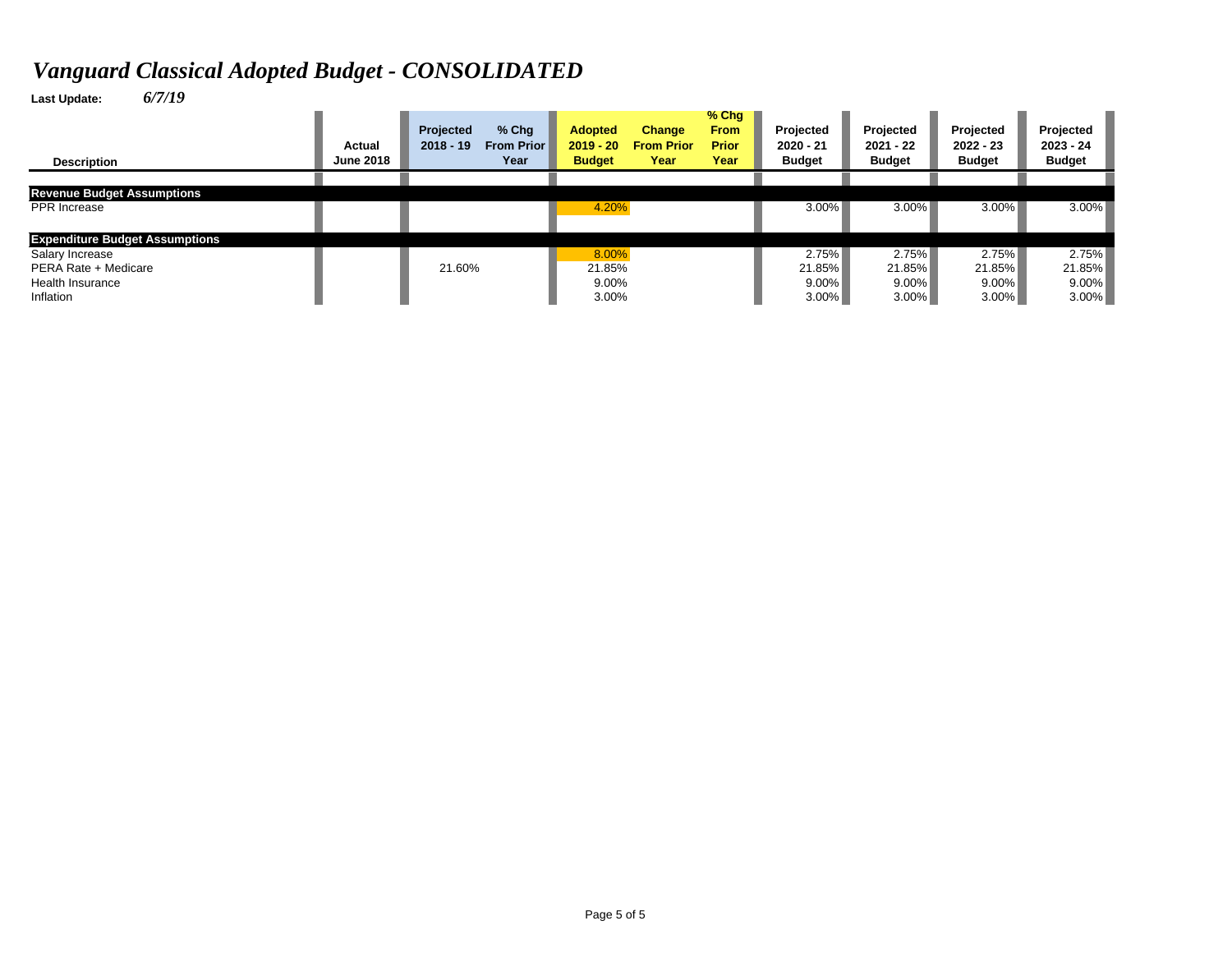# *Vanguard Classical Adopted Budget - CONSOLIDATED*

**Last Update:** *6/7/19*

| Description | Actual June 2018 | Projected 2018 - 19 | % Chg From Prior Year | Adopted 2019 - 20 Budget | Change From Prior Year | % Chg From Prior Year | Projected 2020 - 21 Budget | Projected 2021 - 22 Budget | Projected 2022 - 23 Budget | Projected 2023 - 24 Budget |
|---|---|---|---|---|---|---|---|---|---|---|
| **Revenue Budget Assumptions** | | | | | | | | | | |
| PPR Increase | | | | 4.20% | | | 3.00% | 3.00% | 3.00% | 3.00% |
| **Expenditure Budget Assumptions** | | | | | | | | | | |
| Salary Increase | | | | 8.00% | | | 2.75% | 2.75% | 2.75% | 2.75% |
| PERA Rate + Medicare | | 21.60% | | 21.85% | | | 21.85% | 21.85% | 21.85% | 21.85% |
| Health Insurance | | | | 9.00% | | | 9.00% | 9.00% | 9.00% | 9.00% |
| Inflation | | | | 3.00% | | | 3.00% | 3.00% | 3.00% | 3.00% |